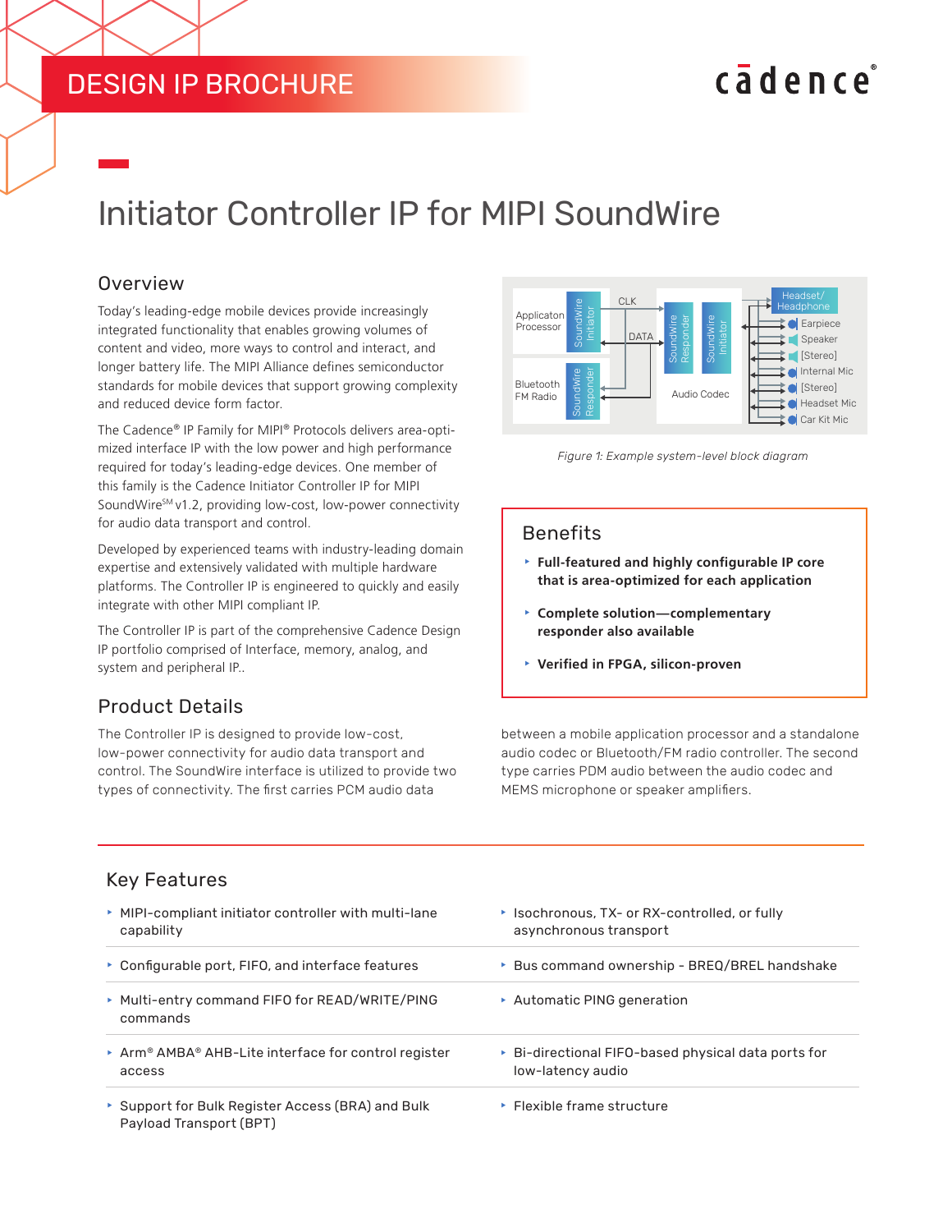DESIGN IP BROCHURE

# Initiator Controller IP for MIPI SoundWire

## Overview

Today's leading-edge mobile devices provide increasingly integrated functionality that enables growing volumes of content and video, more ways to control and interact, and longer battery life. The MIPI Alliance defines semiconductor standards for mobile devices that support growing complexity and reduced device form factor.

The Cadence® IP Family for MIPI® Protocols delivers area-optimized interface IP with the low power and high performance required for today's leading-edge devices. One member of this family is the Cadence Initiator Controller IP for MIPI SoundWire[SM] v1.2, providing low-cost, low-power connectivity for audio data transport and control.

Developed by experienced teams with industry-leading domain expertise and extensively validated with multiple hardware platforms. The Controller IP is engineered to quickly and easily integrate with other MIPI compliant IP.

The Controller IP is part of the comprehensive Cadence Design IP portfolio comprised of Interface, memory, analog, and system and peripheral IP..

*Figure 1: Example system-level block diagram*

## Benefits

- **Full-featured and highly configurable IP core that is area-optimized for each application**
- **Complete solution—complementary responder also available**
- **Verified in FPGA, silicon-proven**

## Product Details

The Controller IP is designed to provide low-cost, low-power connectivity for audio data transport and control. The SoundWire interface is utilized to provide two types of connectivity. The first carries PCM audio data between a mobile application processor and a standalone audio codec or Bluetooth/FM radio controller. The second type carries PDM audio between the audio codec and MEMS microphone or speaker amplifiers.

## Key Features

- MIPI-compliant initiator controller with multi-lane capability
- Isochronous, TX- or RX-controlled, or fully asynchronous transport
- Configurable port, FIFO, and interface features
- Bus command ownership - BREQ/BREL handshake
- Multi-entry command FIFO for READ/WRITE/PING commands
- Automatic PING generation
- Arm® AMBA® AHB-Lite interface for control register access
- Bi-directional FIFO-based physical data ports for low-latency audio
- Support for Bulk Register Access (BRA) and Bulk Payload Transport (BPT)
- Flexible frame structure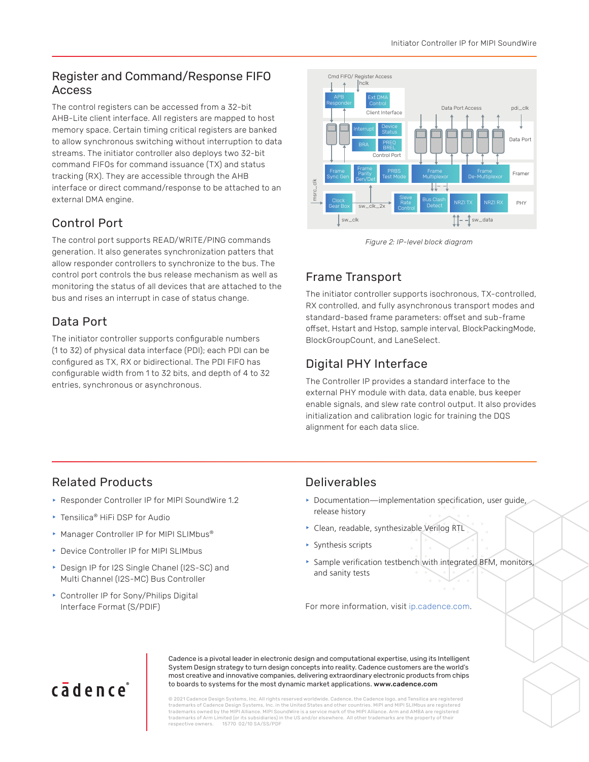## Register and Command/Response FIFO Access

The control registers can be accessed from a 32-bit AHB-Lite client interface. All registers are mapped to host memory space. Certain timing critical registers are banked to allow synchronous switching without interruption to data streams. The initiator controller also deploys two 32-bit command FIFOs for command issuance (TX) and status tracking (RX). They are accessible through the AHB interface or direct command/response to be attached to an external DMA engine.

## Control Port

The control port supports READ/WRITE/PING commands generation. It also generates synchronization patters that allow responder controllers to synchronize to the bus. The control port controls the bus release mechanism as well as monitoring the status of all devices that are attached to the bus and rises an interrupt in case of status change.

## Data Port

The initiator controller supports configurable numbers (1 to 32) of physical data interface (PDI); each PDI can be configured as TX, RX or bidirectional. The PDI FIFO has configurable width from 1 to 32 bits, and depth of 4 to 32 entries, synchronous or asynchronous.

Cmd FIFO/ Register Access
hclk
APB Responder
Ext DMA Control
Client Interface
Data Port Access
pdi_clk
Interrupt
Device Status
BRA
PREQ BREL
Control Port
Data Port
Frame Sync Gen
Frame Parity Gen/Det
PRBS Test Mode
Frame Multiplexor
Frame De-Multiplexor
Framer
mrsc_clk
Clock Gear Box
sw_clk_2x
Slew Rate Control
Bus Clash Detect
NRZI TX
NRZI RX
PHY
sw_clk
sw_data

*Figure 2: IP-level block diagram*

## Frame Transport

The initiator controller supports isochronous, TX-controlled, RX controlled, and fully asynchronous transport modes and standard-based frame parameters: offset and sub-frame offset, Hstart and Hstop, sample interval, BlockPackingMode, BlockGroupCount, and LaneSelect.

## Digital PHY Interface

The Controller IP provides a standard interface to the external PHY module with data, data enable, bus keeper enable signals, and slew rate control output. It also provides initialization and calibration logic for training the DQS alignment for each data slice.

## Related Products

- Responder Controller IP for MIPI SoundWire 1.2
- Tensilica® HiFi DSP for Audio
- Manager Controller IP for MIPI SLIMbus®
- Device Controller IP for MIPI SLIMbus
- Design IP for I2S Single Chanel (I2S-SC) and Multi Channel (I2S-MC) Bus Controller
- Controller IP for Sony/Philips Digital Interface Format (S/PDIF)

## Deliverables

- Documentation—implementation specification, user guide, release history
- Clean, readable, synthesizable Verilog RTL
- Synthesis scripts
- Sample verification testbench with integrated BFM, monitors, and sanity tests

For more information, visit ip.cadence.com.

cādence®

Cadence is a pivotal leader in electronic design and computational expertise, using its Intelligent System Design strategy to turn design concepts into reality. Cadence customers are the world's most creative and innovative companies, delivering extraordinary electronic products from chips to boards to systems for the most dynamic market applications. **www.cadence.com**

© 2021 Cadence Design Systems, Inc. All rights reserved worldwide. Cadence, the Cadence logo, and Tensilica are registered trademarks of Cadence Design Systems, Inc. in the United States and other countries. MIPI and MIPI SLIMbus are registered trademarks owned by the MIPI Alliance. MIPI SoundWire is a service mark of the MIPI Alliance. Arm and AMBA are registered trademarks of Arm Limited (or its subsidiaries) in the US and/or elsewhere. All other trademarks are the property of their respective owners. 15770 02/10 SA/SS/PDF